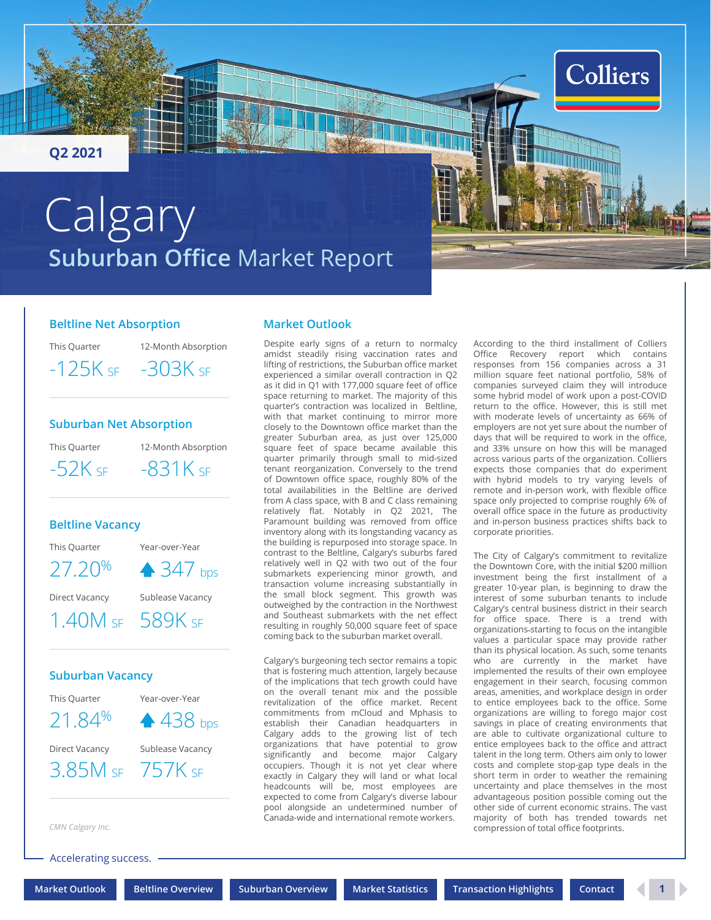Q2 2021

# Calgary
## Suburban Office Market Report

### Beltline Net Absorption

| This Quarter | 12-Month Absorption |
|---|---|
| -125K SF | -303K SF |

### Suburban Net Absorption

| This Quarter | 12-Month Absorption |
|---|---|
| -52K SF | -831K SF |

### Beltline Vacancy

| This Quarter | Year-over-Year |
|---|---|
| 27.20% | ▲ 347 bps |
| **Direct Vacancy** | **Sublease Vacancy** |
| 1.40M SF | 589K SF |

### Suburban Vacancy

| This Quarter | Year-over-Year |
|---|---|
| 21.84% | ▲ 438 bps |
| **Direct Vacancy** | **Sublease Vacancy** |
| 3.85M SF | 757K SF |

*CMN Calgary Inc.*

### Market Outlook

Despite early signs of a return to normalcy amidst steadily rising vaccination rates and lifting of restrictions, the Suburban office market experienced a similar overall contraction in Q2 as it did in Q1 with 177,000 square feet of office space returning to market. The majority of this quarter's contraction was localized in Beltline, with that market continuing to mirror more closely to the Downtown office market than the greater Suburban area, as just over 125,000 square feet of space became available this quarter primarily through small to mid-sized tenant reorganization. Conversely to the trend of Downtown office space, roughly 80% of the total availabilities in the Beltline are derived from A class space, with B and C class remaining relatively flat. Notably in Q2 2021, The Paramount building was removed from office inventory along with its longstanding vacancy as the building is repurposed into storage space. In contrast to the Beltline, Calgary's suburbs fared relatively well in Q2 with two out of the four submarkets experiencing minor growth, and transaction volume increasing substantially in the small block segment. This growth was outweighed by the contraction in the Northwest and Southeast submarkets with the net effect resulting in roughly 50,000 square feet of space coming back to the suburban market overall.

Calgary's burgeoning tech sector remains a topic that is fostering much attention, largely because of the implications that tech growth could have on the overall tenant mix and the possible revitalization of the office market. Recent commitments from mCloud and Mphasis to establish their Canadian headquarters in Calgary adds to the growing list of tech organizations that have potential to grow significantly and become major Calgary occupiers. Though it is not yet clear where exactly in Calgary they will land or what local headcounts will be, most employees are expected to come from Calgary's diverse labour pool alongside an undetermined number of Canada-wide and international remote workers.

According to the third installment of Colliers Office Recovery report which contains responses from 156 companies across a 31 million square feet national portfolio, 58% of companies surveyed claim they will introduce some hybrid model of work upon a post-COVID return to the office. However, this is still met with moderate levels of uncertainty as 66% of employers are not yet sure about the number of days that will be required to work in the office, and 33% unsure on how this will be managed across various parts of the organization. Colliers expects those companies that do experiment with hybrid models to try varying levels of remote and in-person work, with flexible office space only projected to comprise roughly 6% of overall office space in the future as productivity and in-person business practices shifts back to corporate priorities.

The City of Calgary's commitment to revitalize the Downtown Core, with the initial $200 million investment being the first installment of a greater 10-year plan, is beginning to draw the interest of some suburban tenants to include Calgary's central business district in their search for office space. There is a trend with organizations starting to focus on the intangible values a particular space may provide rather than its physical location. As such, some tenants who are currently in the market have implemented the results of their own employee engagement in their search, focusing common areas, amenities, and workplace design in order to entice employees back to the office. Some organizations are willing to forego major cost savings in place of creating environments that are able to cultivate organizational culture to entice employees back to the office and attract talent in the long term. Others aim only to lower costs and complete stop-gap type deals in the short term in order to weather the remaining uncertainty and place themselves in the most advantageous position possible coming out the other side of current economic strains. The vast majority of both has trended towards net compression of total office footprints.

Accelerating success.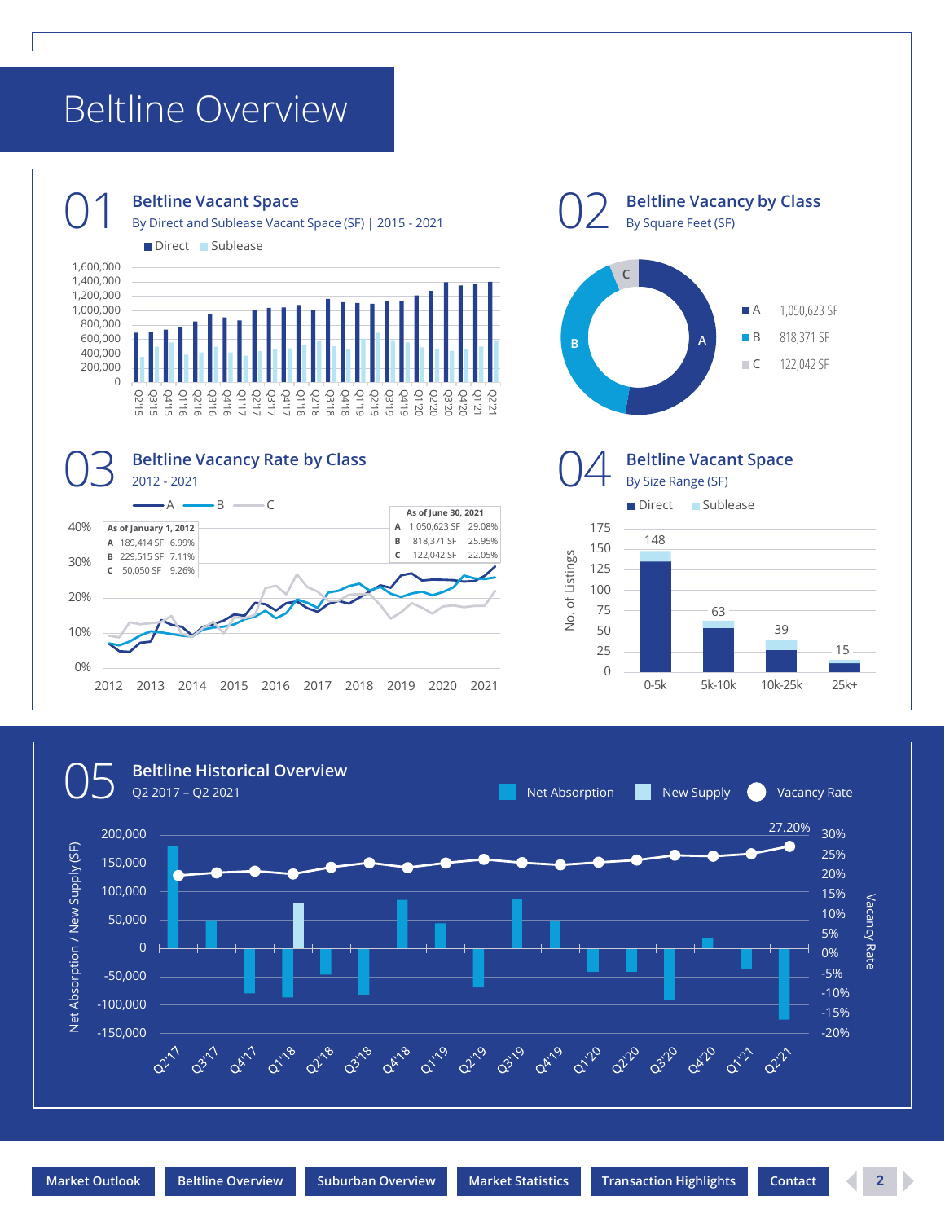# Beltline Overview

## 01 Beltline Vacant Space

By Direct and Sublease Vacant Space (SF) | 2015 - 2021

Direct | Sublease

## 02 Beltline Vacancy by Class

By Square Feet (SF)

| Class | SF |
|---|---|
| A | 1,050,623 SF |
| B | 818,371 SF |
| C | 122,042 SF |

## 03 Beltline Vacancy Rate by Class

2012 - 2021

A | B | C

**As of January 1, 2012**

| Class | SF | Rate |
|---|---|---|
| A | 189,414 SF | 6.99% |
| B | 229,515 SF | 7.11% |
| C | 50,050 SF | 9.26% |

**As of June 30, 2021**

| Class | SF | Rate |
|---|---|---|
| A | 1,050,623 SF | 29.08% |
| B | 818,371 SF | 25.95% |
| C | 122,042 SF | 22.05% |

## 04 Beltline Vacant Space

By Size Range (SF)

Direct | Sublease

| Size Range | No. of Listings |
|---|---|
| 0-5k | 148 |
| 5k-10k | 63 |
| 10k-25k | 39 |
| 25k+ | 15 |

## 05 Beltline Historical Overview

Q2 2017 – Q2 2021

Net Absorption | New Supply | Vacancy Rate

Vacancy rate Q2'21: 27.20%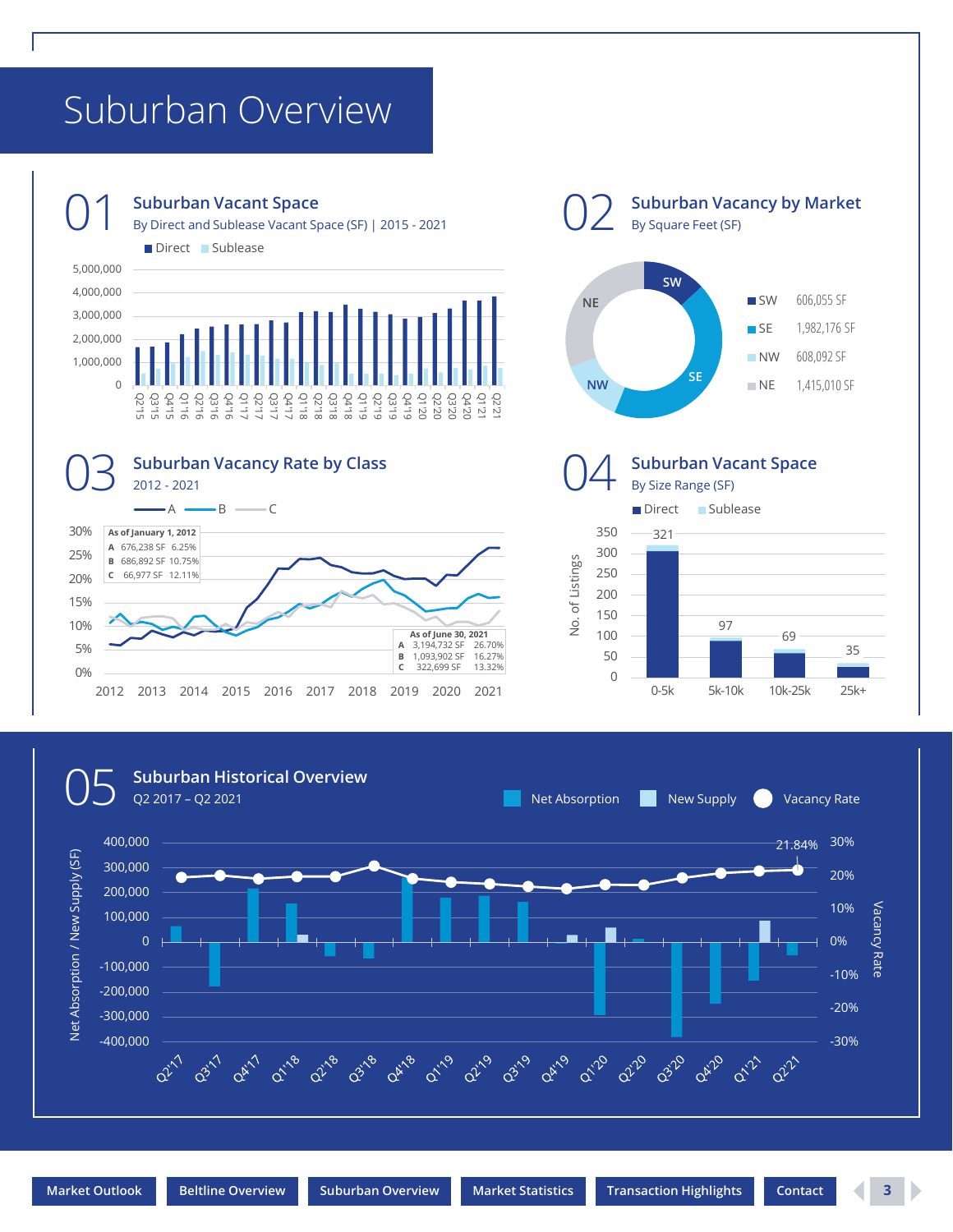# Suburban Overview

## 01 Suburban Vacant Space

By Direct and Sublease Vacant Space (SF) | 2015 - 2021

Direct | Sublease

## 02 Suburban Vacancy by Market

By Square Feet (SF)

| Market | Square Feet |
|---|---|
| SW | 606,055 SF |
| SE | 1,982,176 SF |
| NW | 608,092 SF |
| NE | 1,415,010 SF |

## 03 Suburban Vacancy Rate by Class

2012 - 2021

A | B | C

**As of January 1, 2012**

| Class | SF | Rate |
|---|---|---|
| A | 676,238 SF | 6.25% |
| B | 686,892 SF | 10.75% |
| C | 66,977 SF | 12.11% |

**As of June 30, 2021**

| Class | SF | Rate |
|---|---|---|
| A | 3,194,732 SF | 26.70% |
| B | 1,093,902 SF | 16.27% |
| C | 322,699 SF | 13.32% |

## 04 Suburban Vacant Space

By Size Range (SF)

Direct | Sublease

| Size Range | No. of Listings |
|---|---|
| 0-5k | 321 |
| 5k-10k | 97 |
| 10k-25k | 69 |
| 25k+ | 35 |

## 05 Suburban Historical Overview

Q2 2017 – Q2 2021

Net Absorption | New Supply | Vacancy Rate

Vacancy Rate Q2'21: 21.84%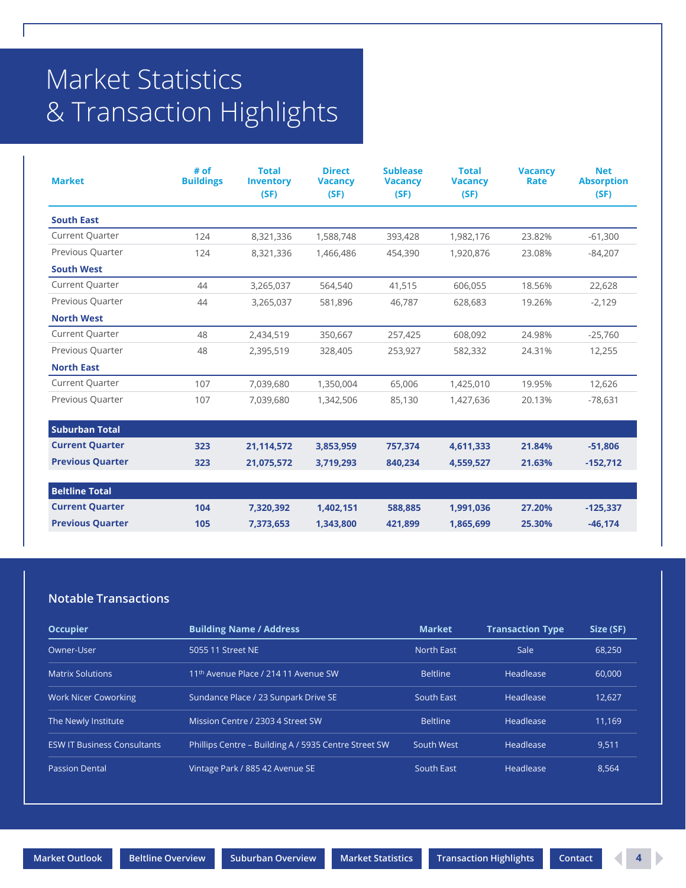# Market Statistics & Transaction Highlights

| Market | # of Buildings | Total Inventory (SF) | Direct Vacancy (SF) | Sublease Vacancy (SF) | Total Vacancy (SF) | Vacancy Rate | Net Absorption (SF) |
|---|---|---|---|---|---|---|---|
| **South East** | | | | | | | |
| Current Quarter | 124 | 8,321,336 | 1,588,748 | 393,428 | 1,982,176 | 23.82% | -61,300 |
| Previous Quarter | 124 | 8,321,336 | 1,466,486 | 454,390 | 1,920,876 | 23.08% | -84,207 |
| **South West** | | | | | | | |
| Current Quarter | 44 | 3,265,037 | 564,540 | 41,515 | 606,055 | 18.56% | 22,628 |
| Previous Quarter | 44 | 3,265,037 | 581,896 | 46,787 | 628,683 | 19.26% | -2,129 |
| **North West** | | | | | | | |
| Current Quarter | 48 | 2,434,519 | 350,667 | 257,425 | 608,092 | 24.98% | -25,760 |
| Previous Quarter | 48 | 2,395,519 | 328,405 | 253,927 | 582,332 | 24.31% | 12,255 |
| **North East** | | | | | | | |
| Current Quarter | 107 | 7,039,680 | 1,350,004 | 65,006 | 1,425,010 | 19.95% | 12,626 |
| Previous Quarter | 107 | 7,039,680 | 1,342,506 | 85,130 | 1,427,636 | 20.13% | -78,631 |
| **Suburban Total** | | | | | | | |
| **Current Quarter** | **323** | **21,114,572** | **3,853,959** | **757,374** | **4,611,333** | **21.84%** | **-51,806** |
| **Previous Quarter** | **323** | **21,075,572** | **3,719,293** | **840,234** | **4,559,527** | **21.63%** | **-152,712** |
| **Beltline Total** | | | | | | | |
| **Current Quarter** | **104** | **7,320,392** | **1,402,151** | **588,885** | **1,991,036** | **27.20%** | **-125,337** |
| **Previous Quarter** | **105** | **7,373,653** | **1,343,800** | **421,899** | **1,865,699** | **25.30%** | **-46,174** |

## Notable Transactions

| Occupier | Building Name / Address | Market | Transaction Type | Size (SF) |
|---|---|---|---|---|
| Owner-User | 5055 11 Street NE | North East | Sale | 68,250 |
| Matrix Solutions | 11th Avenue Place / 214 11 Avenue SW | Beltline | Headlease | 60,000 |
| Work Nicer Coworking | Sundance Place / 23 Sunpark Drive SE | South East | Headlease | 12,627 |
| The Newly Institute | Mission Centre / 2303 4 Street SW | Beltline | Headlease | 11,169 |
| ESW IT Business Consultants | Phillips Centre – Building A / 5935 Centre Street SW | South West | Headlease | 9,511 |
| Passion Dental | Vintage Park / 885 42 Avenue SE | South East | Headlease | 8,564 |

Market Outlook | Beltline Overview | Suburban Overview | Market Statistics | Transaction Highlights | Contact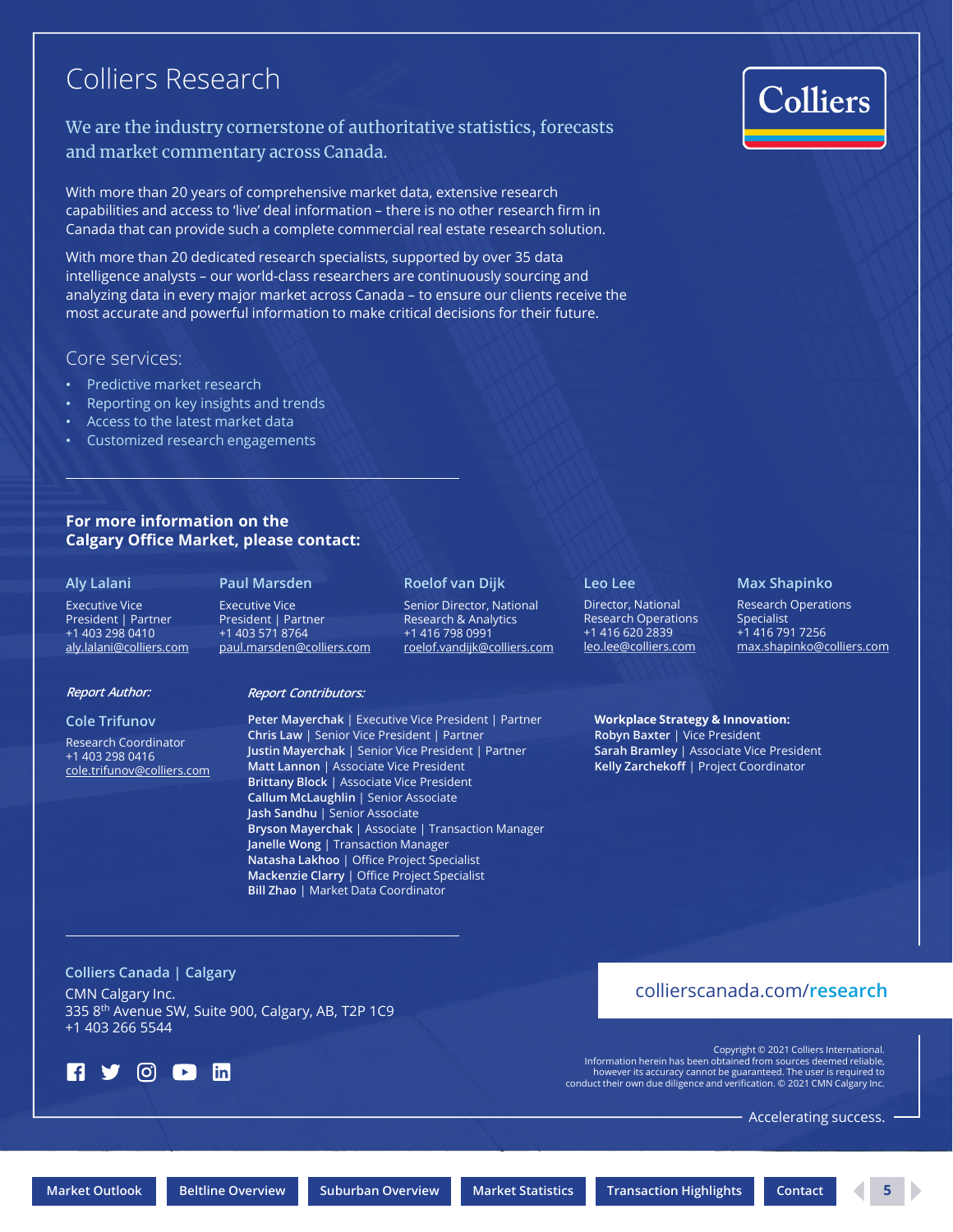# Colliers Research

## We are the industry cornerstone of authoritative statistics, forecasts and market commentary across Canada.

With more than 20 years of comprehensive market data, extensive research capabilities and access to 'live' deal information – there is no other research firm in Canada that can provide such a complete commercial real estate research solution.

With more than 20 dedicated research specialists, supported by over 35 data intelligence analysts – our world-class researchers are continuously sourcing and analyzing data in every major market across Canada – to ensure our clients receive the most accurate and powerful information to make critical decisions for their future.

### Core services:

- Predictive market research
- Reporting on key insights and trends
- Access to the latest market data
- Customized research engagements

**For more information on the Calgary Office Market, please contact:**

**Aly Lalani**
Executive Vice President | Partner
+1 403 298 0410
aly.lalani@colliers.com

**Paul Marsden**
Executive Vice President | Partner
+1 403 571 8764
paul.marsden@colliers.com

**Roelof van Dijk**
Senior Director, National Research & Analytics
+1 416 798 0991
roelof.vandijk@colliers.com

**Leo Lee**
Director, National Research Operations
+1 416 620 2839
leo.lee@colliers.com

**Max Shapinko**
Research Operations Specialist
+1 416 791 7256
max.shapinko@colliers.com

*Report Author:*

**Cole Trifunov**
Research Coordinator
+1 403 298 0416
cole.trifunov@colliers.com

*Report Contributors:*

**Peter Mayerchak** | Executive Vice President | Partner
**Chris Law** | Senior Vice President | Partner
**Justin Mayerchak** | Senior Vice President | Partner
**Matt Lannon** | Associate Vice President
**Brittany Block** | Associate Vice President
**Callum McLaughlin** | Senior Associate
**Jash Sandhu** | Senior Associate
**Bryson Mayerchak** | Associate | Transaction Manager
**Janelle Wong** | Transaction Manager
**Natasha Lakhoo** | Office Project Specialist
**Mackenzie Clarry** | Office Project Specialist
**Bill Zhao** | Market Data Coordinator

**Workplace Strategy & Innovation:**
**Robyn Baxter** | Vice President
**Sarah Bramley** | Associate Vice President
**Kelly Zarchekoff** | Project Coordinator

**Colliers Canada | Calgary**
CMN Calgary Inc.
335 8th Avenue SW, Suite 900, Calgary, AB, T2P 1C9
+1 403 266 5544

collierscanada.com/research

Copyright © 2021 Colliers International.
Information herein has been obtained from sources deemed reliable, however its accuracy cannot be guaranteed. The user is required to conduct their own due diligence and verification. © 2021 CMN Calgary Inc.

Accelerating success.